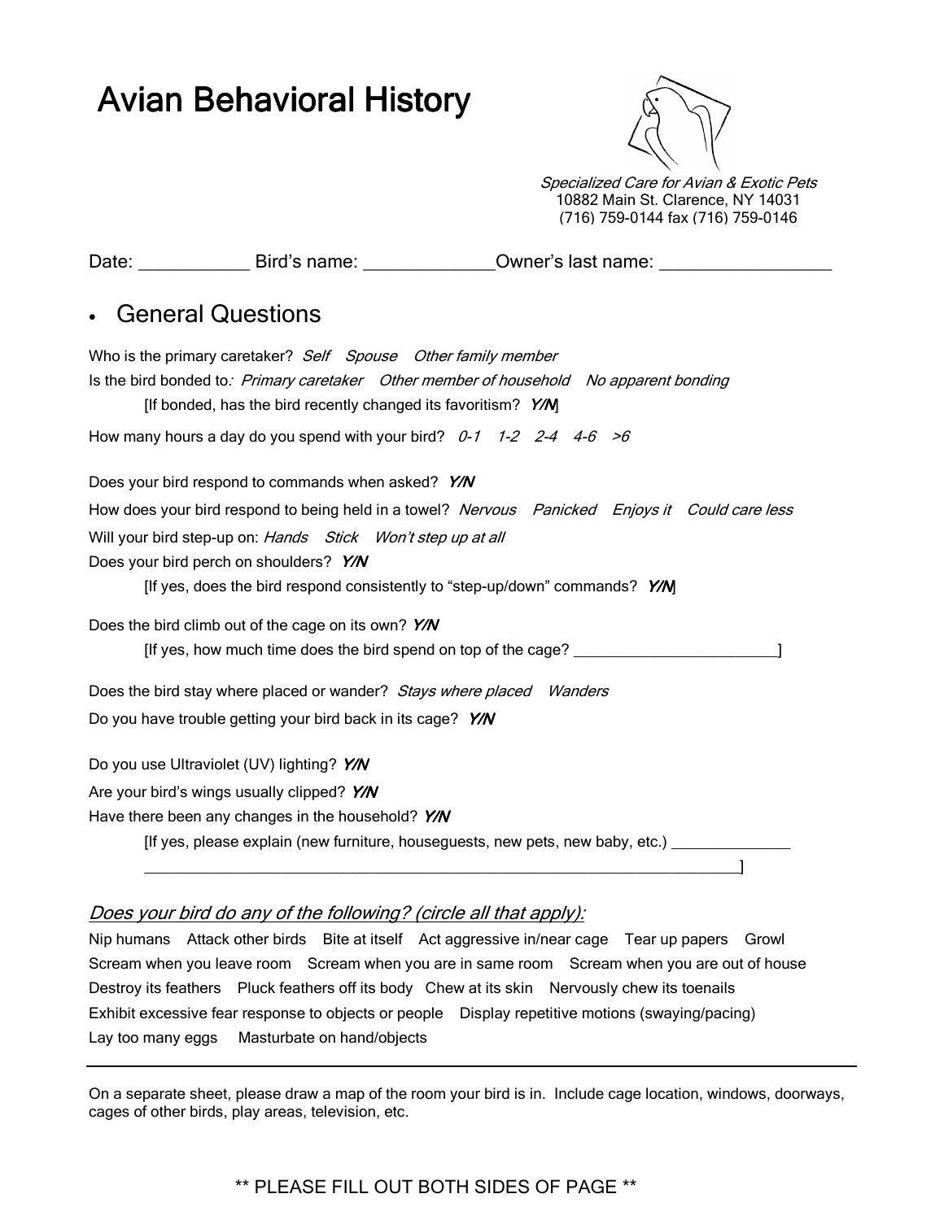# Avian Behavioral History

*Specialized Care for Avian & Exotic Pets*
10882 Main St. Clarence, NY 14031
(716) 759-0144 fax (716) 759-0146

Date: ____________ Bird's name: ______________Owner's last name: __________________

## General Questions

Who is the primary caretaker? *Self Spouse Other family member*

Is the bird bonded to*: Primary caretaker Other member of household No apparent bonding*

[If bonded, has the bird recently changed its favoritism? ***Y/N***]

How many hours a day do you spend with your bird? *0-1 1-2 2-4 4-6 >6*

Does your bird respond to commands when asked? ***Y/N***

How does your bird respond to being held in a towel? *Nervous Panicked Enjoys it Could care less*

Will your bird step-up on: *Hands Stick Won't step up at all*

Does your bird perch on shoulders? ***Y/N***

[If yes, does the bird respond consistently to "step-up/down" commands? ***Y/N***]

Does the bird climb out of the cage on its own? ***Y/N***

[If yes, how much time does the bird spend on top of the cage? _________________________]

Does the bird stay where placed or wander? *Stays where placed Wanders*

Do you have trouble getting your bird back in its cage? ***Y/N***

Do you use Ultraviolet (UV) lighting? ***Y/N***

Are your bird's wings usually clipped? ***Y/N***

Have there been any changes in the household? ***Y/N***

[If yes, please explain (new furniture, houseguests, new pets, new baby, etc.) _______________
_______________________________________________________________________________]

*Does your bird do any of the following? (circle all that apply):*

Nip humans Attack other birds Bite at itself Act aggressive in/near cage Tear up papers Growl

Scream when you leave room Scream when you are in same room Scream when you are out of house

Destroy its feathers Pluck feathers off its body Chew at its skin Nervously chew its toenails

Exhibit excessive fear response to objects or people Display repetitive motions (swaying/pacing)

Lay too many eggs Masturbate on hand/objects

---

On a separate sheet, please draw a map of the room your bird is in. Include cage location, windows, doorways, cages of other birds, play areas, television, etc.

** PLEASE FILL OUT BOTH SIDES OF PAGE **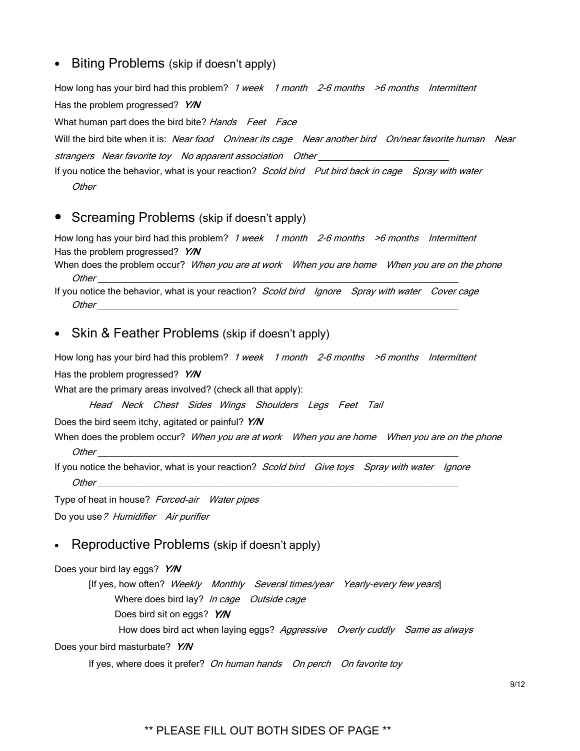- Biting Problems (skip if doesn't apply)

How long has your bird had this problem? *1 week    1 month    2-6 months    >6 months    Intermittent*

Has the problem progressed? ***Y/N***

What human part does the bird bite? *Hands    Feet    Face*

Will the bird bite when it is: *Near food    On/near its cage    Near another bird    On/near favorite human    Near strangers    Near favorite toy    No apparent association    Other* ___________________________

If you notice the behavior, what is your reaction? *Scold bird    Put bird back in cage    Spray with water*
*Other* ___________________________________________________________________________

- Screaming Problems (skip if doesn't apply)

How long has your bird had this problem? *1 week    1 month    2-6 months    >6 months    Intermittent*

Has the problem progressed? ***Y/N***

When does the problem occur? *When you are at work    When you are home    When you are on the phone*
*Other* ___________________________________________________________________________

If you notice the behavior, what is your reaction? *Scold bird    Ignore    Spray with water    Cover cage*
*Other* ___________________________________________________________________________

- Skin & Feather Problems (skip if doesn't apply)

How long has your bird had this problem? *1 week    1 month    2-6 months    >6 months    Intermittent*

Has the problem progressed? ***Y/N***

What are the primary areas involved? (check all that apply):

*Head    Neck    Chest    Sides    Wings    Shoulders    Legs    Feet    Tail*

Does the bird seem itchy, agitated or painful? ***Y/N***

When does the problem occur? *When you are at work    When you are home    When you are on the phone*
*Other* ___________________________________________________________________________

If you notice the behavior, what is your reaction? *Scold bird    Give toys    Spray with water    Ignore*
*Other* ___________________________________________________________________________

Type of heat in house? *Forced-air    Water pipes*

Do you use*? Humidifier    Air purifier*

- Reproductive Problems (skip if doesn't apply)

Does your bird lay eggs? ***Y/N***

[If yes, how often? *Weekly    Monthly    Several times/year    Yearly-every few years*]

Where does bird lay? *In cage    Outside cage*

Does bird sit on eggs? ***Y/N***

How does bird act when laying eggs? *Aggressive    Overly cuddly    Same as always*

Does your bird masturbate? ***Y/N***

If yes, where does it prefer? *On human hands    On perch    On favorite toy*

** PLEASE FILL OUT BOTH SIDES OF PAGE **